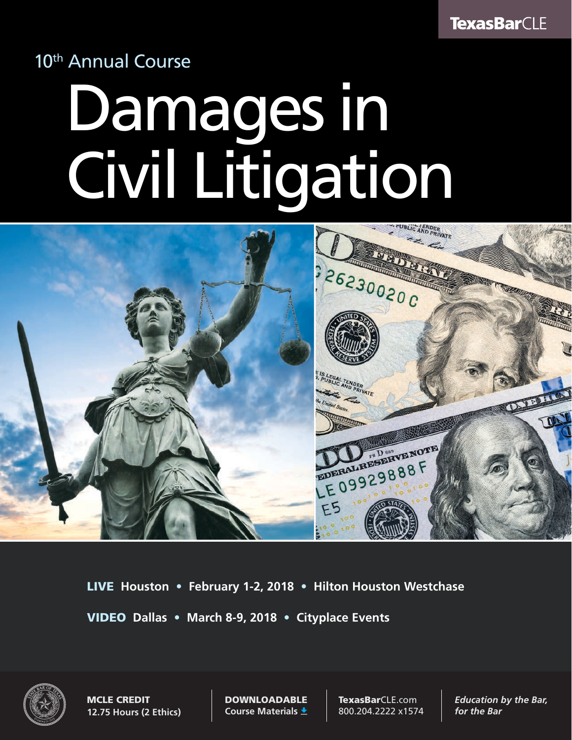TexasBarCLE

10th Annual Course

# Damages in Civil Litigation

**LIVE** **Houston • February 1-2, 2018 • Hilton Houston Westchase**

**VIDEO** **Dallas • March 8-9, 2018 • Cityplace Events**

**MCLE CREDIT**
**12.75 Hours (2 Ethics)**

**DOWNLOADABLE**
**Course Materials**

**TexasBar**CLE.com
800.204.2222 x1574

***Education by the Bar, for the Bar***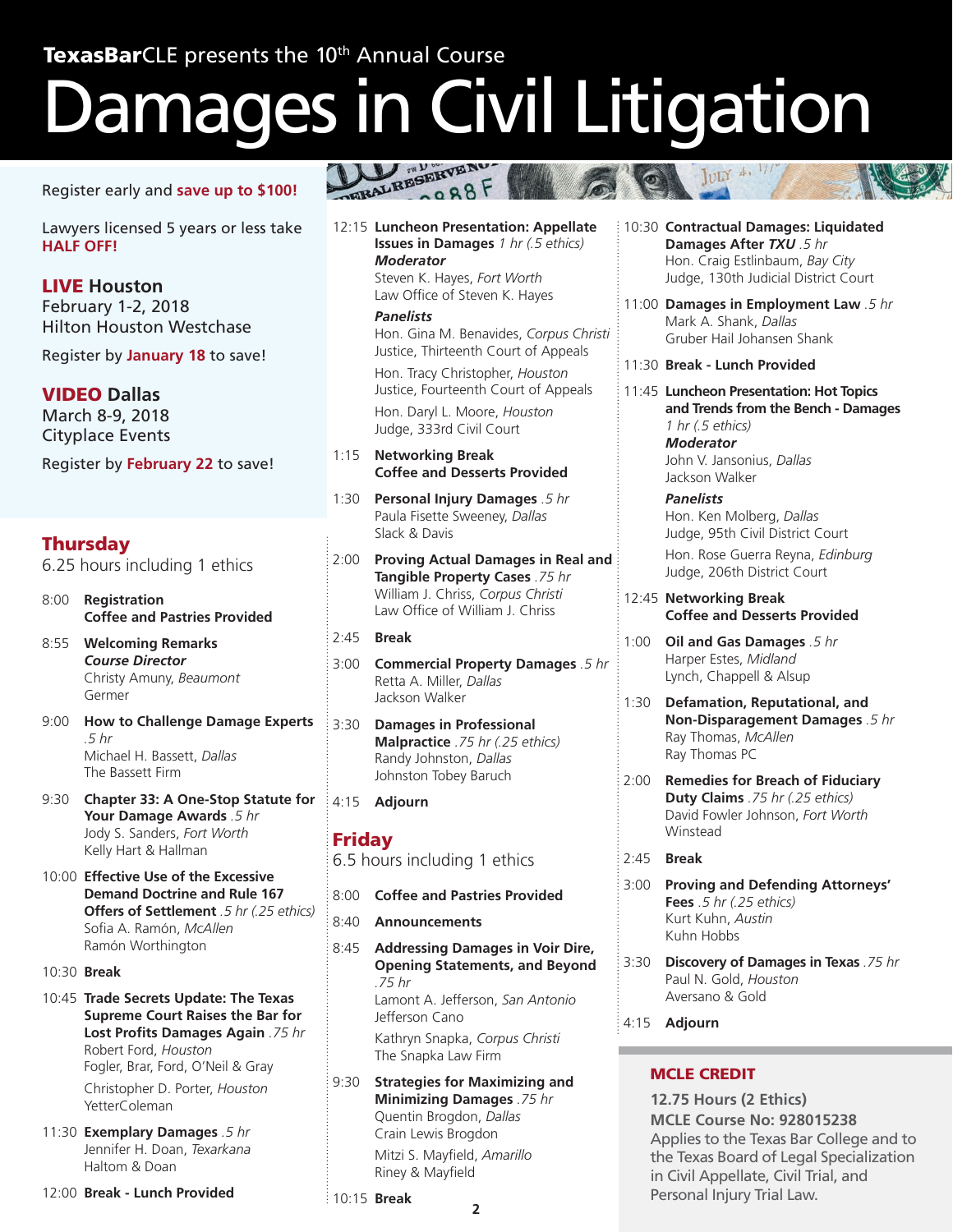TexasBarCLE presents the 10th Annual Course

# Damages in Civil Litigation

Register early and **save up to $100!**

Lawyers licensed 5 years or less take **HALF OFF!**

**LIVE Houston**
February 1-2, 2018
Hilton Houston Westchase

Register by **January 18** to save!

**VIDEO Dallas**
March 8-9, 2018
Cityplace Events

Register by **February 22** to save!

## Thursday

6.25 hours including 1 ethics

8:00 **Registration**
**Coffee and Pastries Provided**

8:55 **Welcoming Remarks**
***Course Director***
Christy Amuny, *Beaumont*
Germer

9:00 **How to Challenge Damage Experts** *.5 hr*
Michael H. Bassett, *Dallas*
The Bassett Firm

9:30 **Chapter 33: A One-Stop Statute for Your Damage Awards** *.5 hr*
Jody S. Sanders, *Fort Worth*
Kelly Hart & Hallman

10:00 **Effective Use of the Excessive Demand Doctrine and Rule 167 Offers of Settlement** *.5 hr (.25 ethics)*
Sofia A. Ramón, *McAllen*
Ramón Worthington

10:30 **Break**

10:45 **Trade Secrets Update: The Texas Supreme Court Raises the Bar for Lost Profits Damages Again** *.75 hr*
Robert Ford, *Houston*
Fogler, Brar, Ford, O'Neil & Gray

Christopher D. Porter, *Houston*
YetterColeman

11:30 **Exemplary Damages** *.5 hr*
Jennifer H. Doan, *Texarkana*
Haltom & Doan

12:00 **Break - Lunch Provided**

12:15 **Luncheon Presentation: Appellate Issues in Damages** *1 hr (.5 ethics)*
***Moderator***
Steven K. Hayes, *Fort Worth*
Law Office of Steven K. Hayes

***Panelists***
Hon. Gina M. Benavides, *Corpus Christi*
Justice, Thirteenth Court of Appeals

Hon. Tracy Christopher, *Houston*
Justice, Fourteenth Court of Appeals

Hon. Daryl L. Moore, *Houston*
Judge, 333rd Civil Court

1:15 **Networking Break**
**Coffee and Desserts Provided**

1:30 **Personal Injury Damages** *.5 hr*
Paula Fisette Sweeney, *Dallas*
Slack & Davis

2:00 **Proving Actual Damages in Real and Tangible Property Cases** *.75 hr*
William J. Chriss, *Corpus Christi*
Law Office of William J. Chriss

2:45 **Break**

3:00 **Commercial Property Damages** *.5 hr*
Retta A. Miller, *Dallas*
Jackson Walker

3:30 **Damages in Professional Malpractice** *.75 hr (.25 ethics)*
Randy Johnston, *Dallas*
Johnston Tobey Baruch

4:15 **Adjourn**

## Friday

6.5 hours including 1 ethics

8:00 **Coffee and Pastries Provided**

8:40 **Announcements**

8:45 **Addressing Damages in Voir Dire, Opening Statements, and Beyond** *.75 hr*
Lamont A. Jefferson, *San Antonio*
Jefferson Cano

Kathryn Snapka, *Corpus Christi*
The Snapka Law Firm

9:30 **Strategies for Maximizing and Minimizing Damages** *.75 hr*
Quentin Brogdon, *Dallas*
Crain Lewis Brogdon

Mitzi S. Mayfield, *Amarillo*
Riney & Mayfield

10:15 **Break**

10:30 **Contractual Damages: Liquidated Damages After *TXU*** *.5 hr*
Hon. Craig Estlinbaum, *Bay City*
Judge, 130th Judicial District Court

11:00 **Damages in Employment Law** *.5 hr*
Mark A. Shank, *Dallas*
Gruber Hail Johansen Shank

11:30 **Break - Lunch Provided**

11:45 **Luncheon Presentation: Hot Topics and Trends from the Bench - Damages** *1 hr (.5 ethics)*
***Moderator***
John V. Jansonius, *Dallas*
Jackson Walker

***Panelists***
Hon. Ken Molberg, *Dallas*
Judge, 95th Civil District Court

Hon. Rose Guerra Reyna, *Edinburg*
Judge, 206th District Court

12:45 **Networking Break**
**Coffee and Desserts Provided**

1:00 **Oil and Gas Damages** *.5 hr*
Harper Estes, *Midland*
Lynch, Chappell & Alsup

1:30 **Defamation, Reputational, and Non-Disparagement Damages** *.5 hr*
Ray Thomas, *McAllen*
Ray Thomas PC

2:00 **Remedies for Breach of Fiduciary Duty Claims** *.75 hr (.25 ethics)*
David Fowler Johnson, *Fort Worth*
Winstead

2:45 **Break**

3:00 **Proving and Defending Attorneys' Fees** *.5 hr (.25 ethics)*
Kurt Kuhn, *Austin*
Kuhn Hobbs

3:30 **Discovery of Damages in Texas** *.75 hr*
Paul N. Gold, *Houston*
Aversano & Gold

4:15 **Adjourn**

### MCLE CREDIT

**12.75 Hours (2 Ethics)**
**MCLE Course No: 928015238**
Applies to the Texas Bar College and to the Texas Board of Legal Specialization in Civil Appellate, Civil Trial, and Personal Injury Trial Law.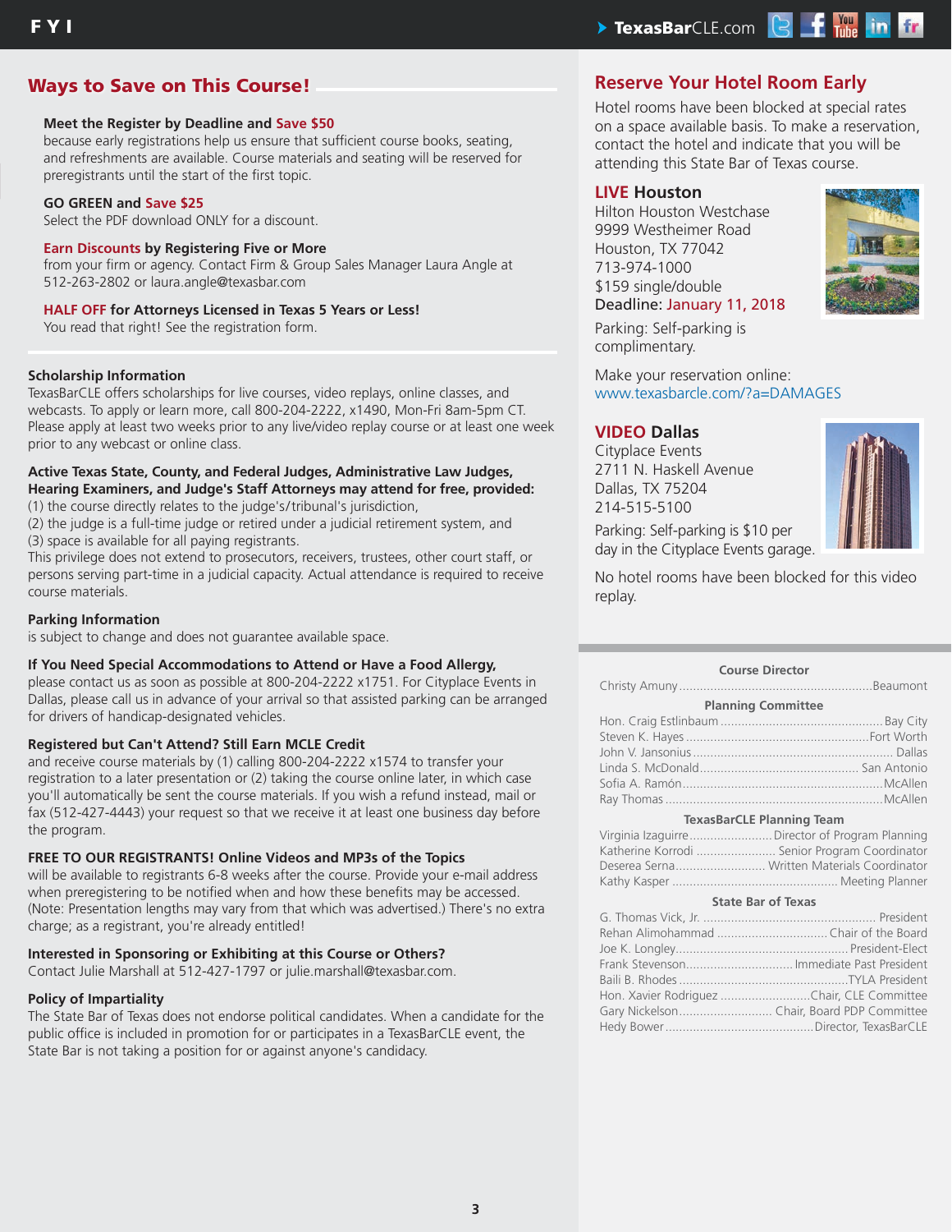## Ways to Save on This Course!

**Meet the Register by Deadline and Save $50**
because early registrations help us ensure that sufficient course books, seating, and refreshments are available. Course materials and seating will be reserved for preregistrants until the start of the first topic.

**GO GREEN and Save $25**
Select the PDF download ONLY for a discount.

**Earn Discounts by Registering Five or More**
from your firm or agency. Contact Firm & Group Sales Manager Laura Angle at 512-263-2802 or laura.angle@texasbar.com

**HALF OFF for Attorneys Licensed in Texas 5 Years or Less!**
You read that right! See the registration form.

**Scholarship Information**
TexasBarCLE offers scholarships for live courses, video replays, online classes, and webcasts. To apply or learn more, call 800-204-2222, x1490, Mon-Fri 8am-5pm CT. Please apply at least two weeks prior to any live/video replay course or at least one week prior to any webcast or online class.

**Active Texas State, County, and Federal Judges, Administrative Law Judges, Hearing Examiners, and Judge's Staff Attorneys may attend for free, provided:**
(1) the course directly relates to the judge's/tribunal's jurisdiction,
(2) the judge is a full-time judge or retired under a judicial retirement system, and
(3) space is available for all paying registrants.
This privilege does not extend to prosecutors, receivers, trustees, other court staff, or persons serving part-time in a judicial capacity. Actual attendance is required to receive course materials.

**Parking Information**
is subject to change and does not guarantee available space.

**If You Need Special Accommodations to Attend or Have a Food Allergy,**
please contact us as soon as possible at 800-204-2222 x1751. For Cityplace Events in Dallas, please call us in advance of your arrival so that assisted parking can be arranged for drivers of handicap-designated vehicles.

**Registered but Can't Attend? Still Earn MCLE Credit**
and receive course materials by (1) calling 800-204-2222 x1574 to transfer your registration to a later presentation or (2) taking the course online later, in which case you'll automatically be sent the course materials. If you wish a refund instead, mail or fax (512-427-4443) your request so that we receive it at least one business day before the program.

**FREE TO OUR REGISTRANTS! Online Videos and MP3s of the Topics**
will be available to registrants 6-8 weeks after the course. Provide your e-mail address when preregistering to be notified when and how these benefits may be accessed. (Note: Presentation lengths may vary from that which was advertised.) There's no extra charge; as a registrant, you're already entitled!

**Interested in Sponsoring or Exhibiting at this Course or Others?**
Contact Julie Marshall at 512-427-1797 or julie.marshall@texasbar.com.

**Policy of Impartiality**
The State Bar of Texas does not endorse political candidates. When a candidate for the public office is included in promotion for or participates in a TexasBarCLE event, the State Bar is not taking a position for or against anyone's candidacy.

## Reserve Your Hotel Room Early

Hotel rooms have been blocked at special rates on a space available basis. To make a reservation, contact the hotel and indicate that you will be attending this State Bar of Texas course.

### LIVE Houston

Hilton Houston Westchase
9999 Westheimer Road
Houston, TX 77042
713-974-1000
$159 single/double
**Deadline:** January 11, 2018

Parking: Self-parking is complimentary.

Make your reservation online:
www.texasbarcle.com/?a=DAMAGES

### VIDEO Dallas

Cityplace Events
2711 N. Haskell Avenue
Dallas, TX 75204
214-515-5100

Parking: Self-parking is $10 per day in the Cityplace Events garage.

No hotel rooms have been blocked for this video replay.

**Course Director**

Christy Amuny ........ Beaumont

**Planning Committee**

Hon. Craig Estlinbaum ........ Bay City
Steven K. Hayes ........ Fort Worth
John V. Jansonius ........ Dallas
Linda S. McDonald ........ San Antonio
Sofia A. Ramón ........ McAllen
Ray Thomas ........ McAllen

**TexasBarCLE Planning Team**

Virginia Izaguirre ........ Director of Program Planning
Katherine Korrodi ........ Senior Program Coordinator
Deserea Serna ........ Written Materials Coordinator
Kathy Kasper ........ Meeting Planner

**State Bar of Texas**

G. Thomas Vick, Jr. ........ President
Rehan Alimohammad ........ Chair of the Board
Joe K. Longley ........ President-Elect
Frank Stevenson ........ Immediate Past President
Baili B. Rhodes ........ TYLA President
Hon. Xavier Rodriguez ........ Chair, CLE Committee
Gary Nickelson ........ Chair, Board PDP Committee
Hedy Bower ........ Director, TexasBarCLE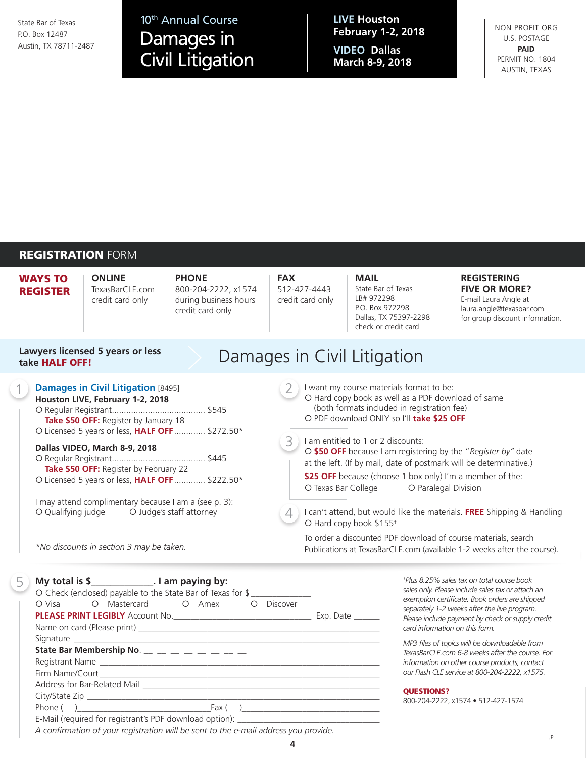State Bar of Texas
P.O. Box 12487
Austin, TX 78711-2487

10th Annual Course

# Damages in Civil Litigation

**LIVE Houston**
**February 1-2, 2018**

**VIDEO Dallas**
**March 8-9, 2018**

NON PROFIT ORG
U.S. POSTAGE
**PAID**
PERMIT NO. 1804
AUSTIN, TEXAS

## REGISTRATION FORM

**WAYS TO REGISTER**

**ONLINE**
TexasBarCLE.com
credit card only

**PHONE**
800-204-2222, x1574
during business hours
credit card only

**FAX**
512-427-4443
credit card only

**MAIL**
State Bar of Texas
LB# 972298
P.O. Box 972298
Dallas, TX 75397-2298
check or credit card

**REGISTERING FIVE OR MORE?**
E-mail Laura Angle at
laura.angle@texasbar.com
for group discount information.

**Lawyers licensed 5 years or less take HALF OFF!**

## Damages in Civil Litigation

**1** **Damages in Civil Litigation** [8495]

**Houston LIVE, February 1-2, 2018**
- O Regular Registrant........................................ $545
  - **Take $50 OFF:** Register by January 18
- O Licensed 5 years or less, **HALF OFF**............. $272.50*

**Dallas VIDEO, March 8-9, 2018**
- O Regular Registrant........................................ $445
  - **Take $50 OFF:** Register by February 22
- O Licensed 5 years or less, **HALF OFF**............. $222.50*

I may attend complimentary because I am a (see p. 3):
O Qualifying judge O Judge's staff attorney

*\*No discounts in section 3 may be taken.*

**2** I want my course materials format to be:
- O Hard copy book as well as a PDF download of same (both formats included in registration fee)
- O PDF download ONLY so I'll **take $25 OFF**

**3** I am entitled to 1 or 2 discounts:
- O **$50 OFF** because I am registering by the *"Register by"* date at the left. (If by mail, date of postmark will be determinative.)

**$25 OFF** because (choose 1 box only) I'm a member of the:
O Texas Bar College O Paralegal Division

**4** I can't attend, but would like the materials. **FREE** Shipping & Handling
- O Hard copy book $155†

To order a discounted PDF download of course materials, search Publications at TexasBarCLE.com (available 1-2 weeks after the course).

**5** **My total is $\_\_\_\_\_\_\_\_\_\_\_\_. I am paying by:**

O Check (enclosed) payable to the State Bar of Texas for $\_\_\_\_\_\_\_\_\_\_\_\_\_

O Visa O Mastercard O Amex O Discover

**PLEASE PRINT LEGIBLY** Account No.\_\_\_\_\_\_\_\_\_\_\_\_\_\_\_\_\_\_\_\_\_\_\_\_\_\_\_\_ Exp. Date \_\_\_\_\_\_

Name on card (Please print) \_\_\_\_\_\_\_\_\_\_\_\_\_\_\_\_\_\_\_\_\_\_\_\_\_\_\_\_\_\_\_\_\_\_\_\_\_\_\_\_

Signature \_\_\_\_\_\_\_\_\_\_\_\_\_\_\_\_\_\_\_\_\_\_\_\_\_\_\_\_\_\_\_\_\_\_\_\_\_\_\_\_\_\_\_\_\_\_\_\_\_\_\_\_

**State Bar Membership No.** \_ \_ \_ \_ \_ \_ \_ \_

Registrant Name \_\_\_\_\_\_\_\_\_\_\_\_\_\_\_\_\_\_\_\_\_\_\_\_\_\_\_\_\_\_\_\_\_\_\_\_\_\_\_\_\_\_\_\_\_\_\_

Firm Name/Court \_\_\_\_\_\_\_\_\_\_\_\_\_\_\_\_\_\_\_\_\_\_\_\_\_\_\_\_\_\_\_\_\_\_\_\_\_\_\_\_\_\_\_\_\_\_\_

Address for Bar-Related Mail \_\_\_\_\_\_\_\_\_\_\_\_\_\_\_\_\_\_\_\_\_\_\_\_\_\_\_\_\_\_\_\_\_\_\_\_\_\_

City/State Zip \_\_\_\_\_\_\_\_\_\_\_\_\_\_\_\_\_\_\_\_\_\_\_\_\_\_\_\_\_\_\_\_\_\_\_\_\_\_\_\_\_\_\_\_\_\_\_\_\_

Phone (   )\_\_\_\_\_\_\_\_\_\_\_\_\_\_\_\_\_\_\_\_\_\_\_\_\_\_\_Fax (   )\_\_\_\_\_\_\_\_\_\_\_\_\_\_\_\_\_\_\_\_\_\_\_\_\_\_\_

E-Mail (required for registrant's PDF download option): \_\_\_\_\_\_\_\_\_\_\_\_\_\_\_\_\_\_\_\_\_\_

*A confirmation of your registration will be sent to the e-mail address you provide.*

*†Plus 8.25% sales tax on total course book sales only. Please include sales tax or attach an exemption certificate. Book orders are shipped separately 1-2 weeks after the live program. Please include payment by check or supply credit card information on this form.*

*MP3 files of topics will be downloadable from TexasBarCLE.com 6-8 weeks after the course. For information on other course products, contact our Flash CLE service at 800-204-2222, x1575.*

**QUESTIONS?**
800-204-2222, x1574 • 512-427-1574

JP